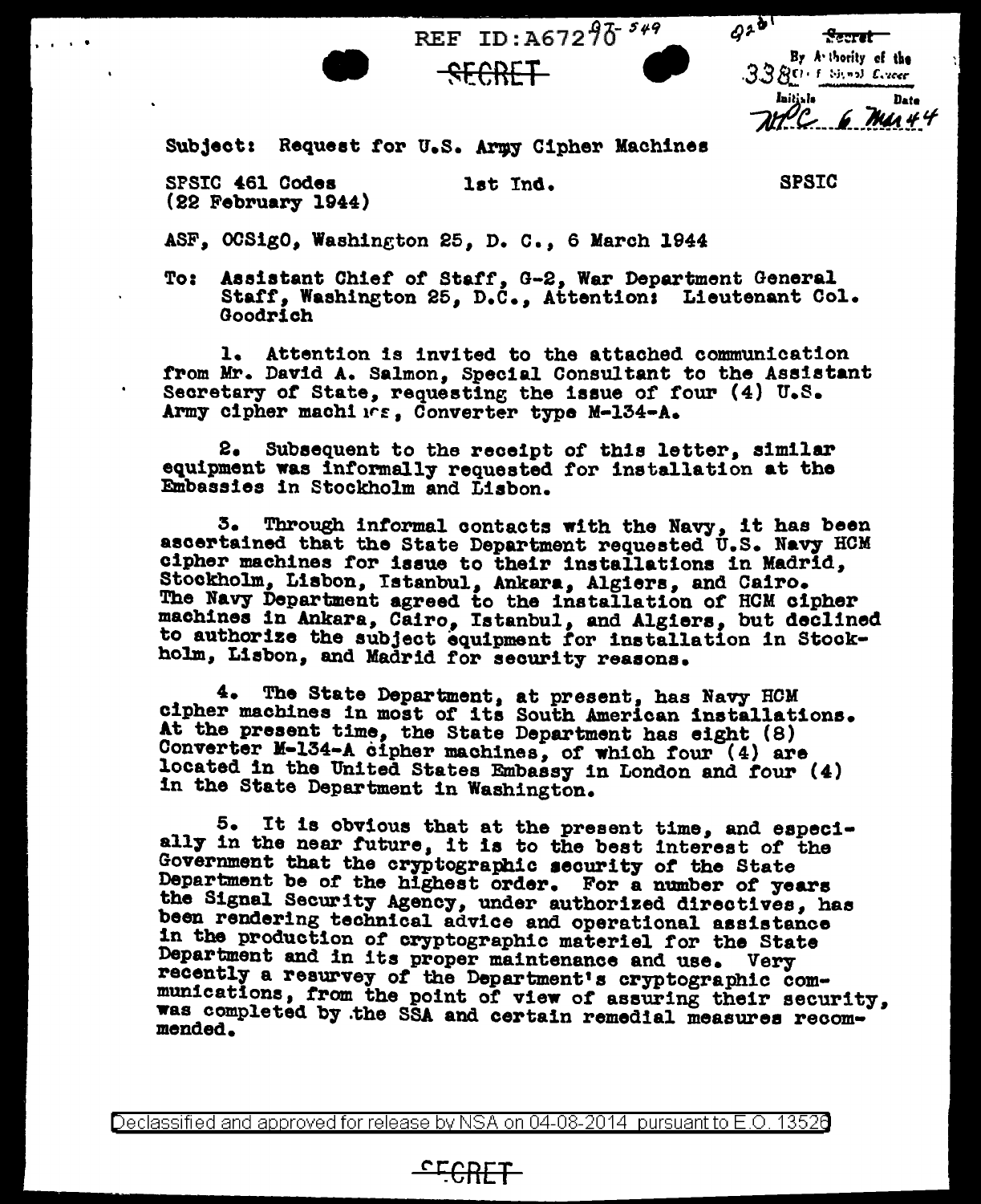REF ID:A67270

SECRET

Secret
By Authority of the
Chief Signal Officer
Initials: MPC Date: 6 Mar 44

Subject: Request for U.S. Army Cipher Machines

SPSIC 461 Codes (22 February 1944) 1st Ind. SPSIC

ASF, OCSigO, Washington 25, D. C., 6 March 1944

To: Assistant Chief of Staff, G-2, War Department General Staff, Washington 25, D.C., Attention: Lieutenant Col. Goodrich

1. Attention is invited to the attached communication from Mr. David A. Salmon, Special Consultant to the Assistant Secretary of State, requesting the issue of four (4) U.S. Army cipher machines, Converter type M-134-A.

2. Subsequent to the receipt of this letter, similar equipment was informally requested for installation at the Embassies in Stockholm and Lisbon.

3. Through informal contacts with the Navy, it has been ascertained that the State Department requested U.S. Navy HCM cipher machines for issue to their installations in Madrid, Stockholm, Lisbon, Istanbul, Ankara, Algiers, and Cairo. The Navy Department agreed to the installation of HCM cipher machines in Ankara, Cairo, Istanbul, and Algiers, but declined to authorize the subject equipment for installation in Stockholm, Lisbon, and Madrid for security reasons.

4. The State Department, at present, has Navy HCM cipher machines in most of its South American installations. At the present time, the State Department has eight (8) Converter M-134-A cipher machines, of which four (4) are located in the United States Embassy in London and four (4) in the State Department in Washington.

5. It is obvious that at the present time, and especially in the near future, it is to the best interest of the Government that the cryptographic security of the State Department be of the highest order. For a number of years the Signal Security Agency, under authorized directives, has been rendering technical advice and operational assistance in the production of cryptographic materiel for the State Department and in its proper maintenance and use. Very recently a resurvey of the Department's cryptographic communications, from the point of view of assuring their security, was completed by the SSA and certain remedial measures recommended.

Declassified and approved for release by NSA on 04-08-2014 pursuant to E.O. 13526

SECRET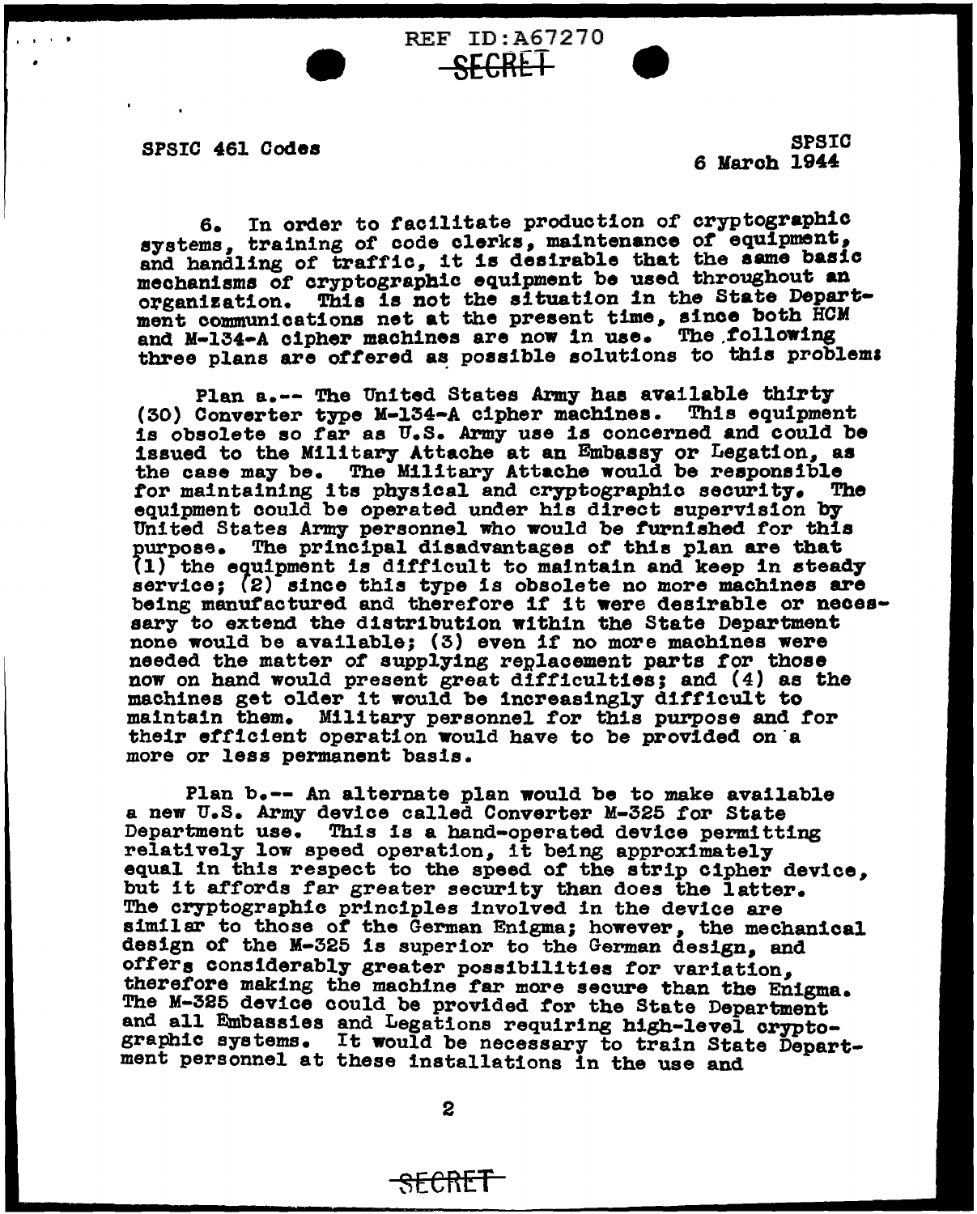SPSIC 461 Codes

SPSIC
6 March 1944

6. In order to facilitate production of cryptographic systems, training of code clerks, maintenance of equipment, and handling of traffic, it is desirable that the same basic mechanisms of cryptographic equipment be used throughout an organization. This is not the situation in the State Department communications net at the present time, since both HCM and M-134-A cipher machines are now in use. The following three plans are offered as possible solutions to this problem:

Plan a.-- The United States Army has available thirty (30) Converter type M-134-A cipher machines. This equipment is obsolete so far as U.S. Army use is concerned and could be issued to the Military Attache at an Embassy or Legation, as the case may be. The Military Attache would be responsible for maintaining its physical and cryptographic security. The equipment could be operated under his direct supervision by United States Army personnel who would be furnished for this purpose. The principal disadvantages of this plan are that (1) the equipment is difficult to maintain and keep in steady service; (2) since this type is obsolete no more machines are being manufactured and therefore if it were desirable or necessary to extend the distribution within the State Department none would be available; (3) even if no more machines were needed the matter of supplying replacement parts for those now on hand would present great difficulties; and (4) as the machines get older it would be increasingly difficult to maintain them. Military personnel for this purpose and for their efficient operation would have to be provided on a more or less permanent basis.

Plan b.-- An alternate plan would be to make available a new U.S. Army device called Converter M-325 for State Department use. This is a hand-operated device permitting relatively low speed operation, it being approximately equal in this respect to the speed of the strip cipher device, but it affords far greater security than does the latter. The cryptographic principles involved in the device are similar to those of the German Enigma; however, the mechanical design of the M-325 is superior to the German design, and offers considerably greater possibilities for variation, therefore making the machine far more secure than the Enigma. The M-325 device could be provided for the State Department and all Embassies and Legations requiring high-level cryptographic systems. It would be necessary to train State Department personnel at these installations in the use and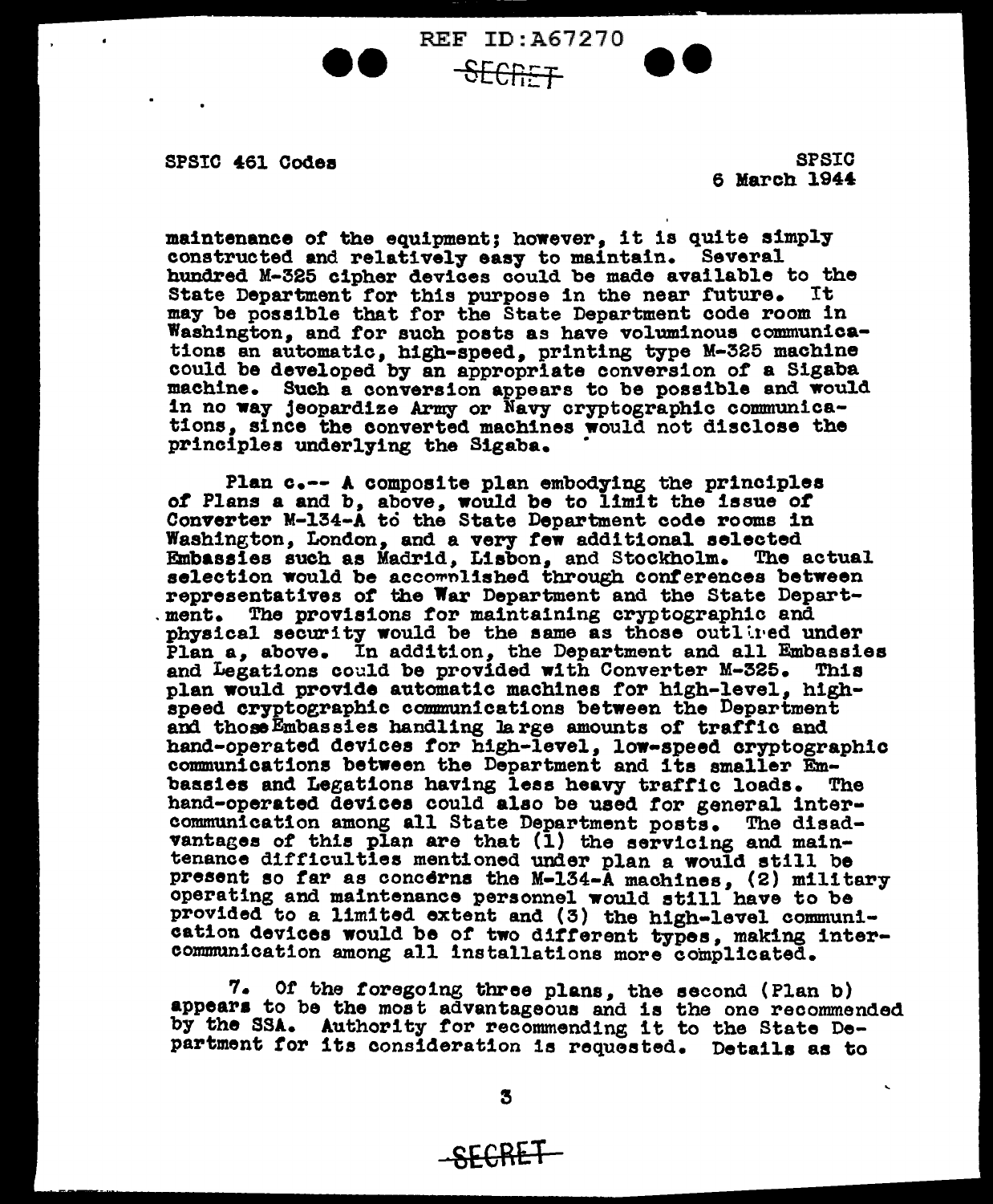SPSIC 461 Codes

SPSIC
6 March 1944

maintenance of the equipment; however, it is quite simply constructed and relatively easy to maintain. Several hundred M-325 cipher devices could be made available to the State Department for this purpose in the near future. It may be possible that for the State Department code room in Washington, and for such posts as have voluminous communications an automatic, high-speed, printing type M-325 machine could be developed by an appropriate conversion of a Sigaba machine. Such a conversion appears to be possible and would in no way jeopardize Army or Navy cryptographic communications, since the converted machines would not disclose the principles underlying the Sigaba.

Plan c.-- A composite plan embodying the principles of Plans a and b, above, would be to limit the issue of Converter M-134-A to the State Department code rooms in Washington, London, and a very few additional selected Embassies such as Madrid, Lisbon, and Stockholm. The actual selection would be accomplished through conferences between representatives of the War Department and the State Department. The provisions for maintaining cryptographic and physical security would be the same as those outlined under Plan a, above. In addition, the Department and all Embassies and Legations could be provided with Converter M-325. This plan would provide automatic machines for high-level, high-speed cryptographic communications between the Department and those Embassies handling large amounts of traffic and hand-operated devices for high-level, low-speed cryptographic communications between the Department and its smaller Embassies and Legations having less heavy traffic loads. The hand-operated devices could also be used for general intercommunication among all State Department posts. The disadvantages of this plan are that (1) the servicing and maintenance difficulties mentioned under plan a would still be present so far as concerns the M-134-A machines, (2) military operating and maintenance personnel would still have to be provided to a limited extent and (3) the high-level communication devices would be of two different types, making intercommunication among all installations more complicated.

7. Of the foregoing three plans, the second (Plan b) appears to be the most advantageous and is the one recommended by the SSA. Authority for recommending it to the State Department for its consideration is requested. Details as to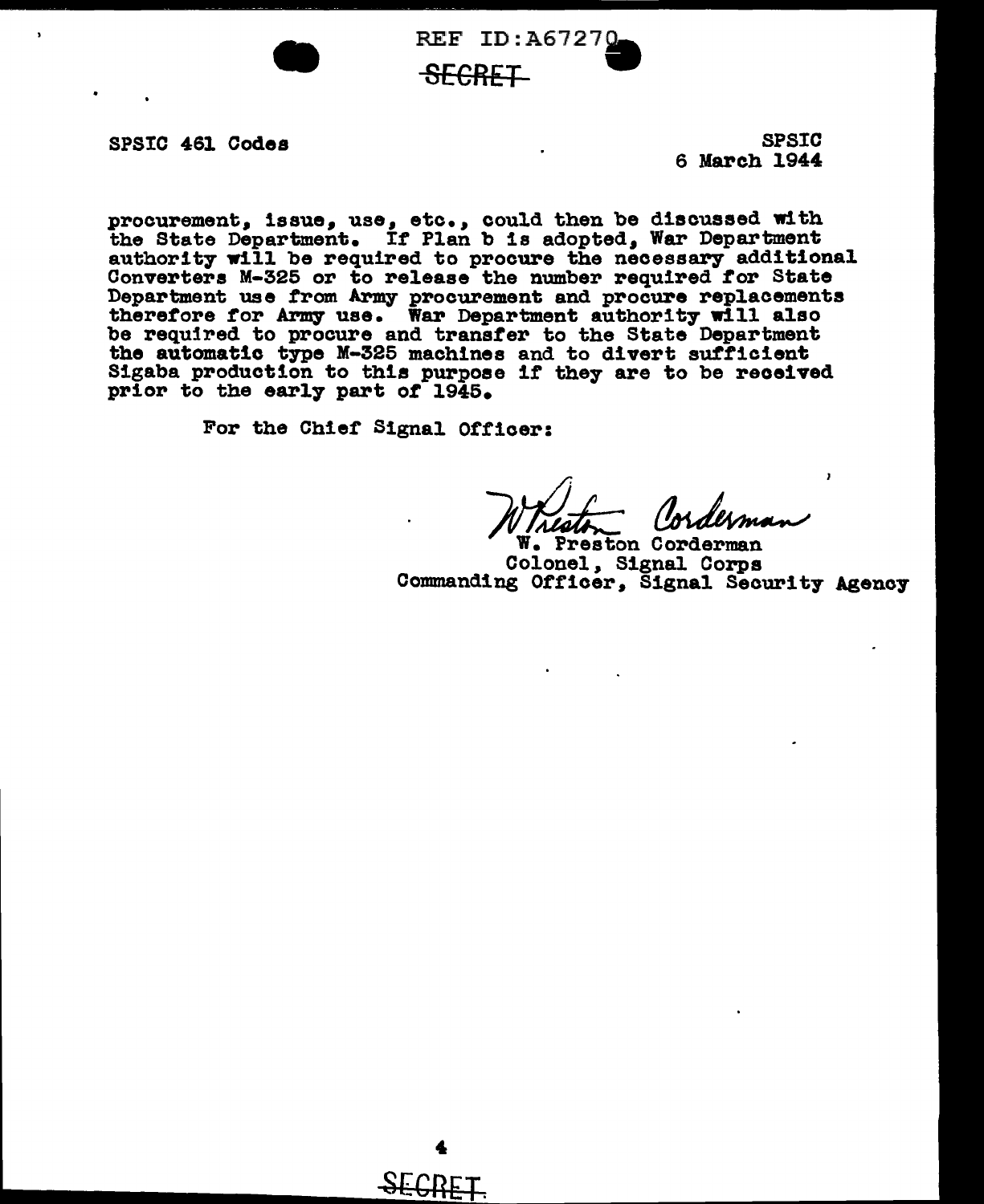REF ID:A67270

~~SECRET~~

SPSIC 461 Codes

SPSIC
6 March 1944

procurement, issue, use, etc., could then be discussed with the State Department. If Plan b is adopted, War Department authority will be required to procure the necessary additional Converters M-325 or to release the number required for State Department use from Army procurement and procure replacements therefore for Army use. War Department authority will also be required to procure and transfer to the State Department the automatic type M-325 machines and to divert sufficient Sigaba production to this purpose if they are to be received prior to the early part of 1945.

For the Chief Signal Officer:

W Preston Corderman

W. Preston Corderman
Colonel, Signal Corps
Commanding Officer, Signal Security Agency

~~SECRET~~